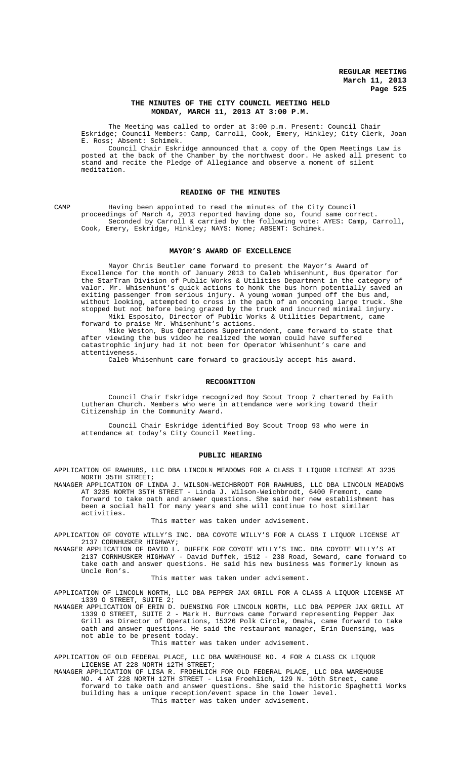# THE MINUTES OF THE CITY COUNCIL MEETING HELD MONDAY, MARCH 11, 2013 AT 3:00 P.M.

The Meeting was called to order at 3:00 p.m. Present: Council Chair Eskridge; Council Members: Camp, Carroll, Cook, Emery, Hinkley; City Clerk, Joan E. Ross; Absent: Schimek.

Council Chair Eskridge announced that a copy of the Open Meetings Law is posted at the back of the Chamber by the northwest door. He asked all present to stand and recite the Pledge of Allegiance and observe a moment of silent meditation.

## READING OF THE MINUTES

CAMP Having been appointed to read the minutes of the City Council proceedings of March 4, 2013 reported having done so, found same correct.

Seconded by Carroll & carried by the following vote: AYES: Camp, Carroll, Cook, Emery, Eskridge, Hinkley; NAYS: None; ABSENT: Schimek.

## MAYOR'S AWARD OF EXCELLENCE

Mayor Chris Beutler came forward to present the Mayor's Award of Excellence for the month of January 2013 to Caleb Whisenhunt, Bus Operator for the StarTran Division of Public Works & Utilities Department in the category of valor. Mr. Whisenhunt's quick actions to honk the bus horn potentially saved an exiting passenger from serious injury. A young woman jumped off the bus and, without looking, attempted to cross in the path of an oncoming large truck. She stopped but not before being grazed by the truck and incurred minimal injury.

Miki Esposito, Director of Public Works & Utilities Department, came forward to praise Mr. Whisenhunt's actions.

Mike Weston, Bus Operations Superintendent, came forward to state that after viewing the bus video he realized the woman could have suffered catastrophic injury had it not been for Operator Whisenhunt's care and attentiveness.

Caleb Whisenhunt came forward to graciously accept his award.

## RECOGNITION

Council Chair Eskridge recognized Boy Scout Troop 7 chartered by Faith Lutheran Church. Members who were in attendance were working toward their Citizenship in the Community Award.

Council Chair Eskridge identified Boy Scout Troop 93 who were in attendance at today's City Council Meeting.

## PUBLIC HEARING

APPLICATION OF RAWHUBS, LLC DBA LINCOLN MEADOWS FOR A CLASS I LIQUOR LICENSE AT 3235 NORTH 35TH STREET;

MANAGER APPLICATION OF LINDA J. WILSON-WEICHBRODT FOR RAWHUBS, LLC DBA LINCOLN MEADOWS AT 3235 NORTH 35TH STREET - Linda J. Wilson-Weichbrodt, 6400 Fremont, came forward to take oath and answer questions. She said her new establishment has been a social hall for many years and she will continue to host similar activities.

This matter was taken under advisement.

APPLICATION OF COYOTE WILLY'S INC. DBA COYOTE WILLY'S FOR A CLASS I LIQUOR LICENSE AT 2137 CORNHUSKER HIGHWAY;

MANAGER APPLICATION OF DAVID L. DUFFEK FOR COYOTE WILLY'S INC. DBA COYOTE WILLY'S AT 2137 CORNHUSKER HIGHWAY - David Duffek, 1512 - 238 Road, Seward, came forward to take oath and answer questions. He said his new business was formerly known as Uncle Ron's.

This matter was taken under advisement.

APPLICATION OF LINCOLN NORTH, LLC DBA PEPPER JAX GRILL FOR A CLASS A LIQUOR LICENSE AT 1339 O STREET, SUITE 2;

MANAGER APPLICATION OF ERIN D. DUENSING FOR LINCOLN NORTH, LLC DBA PEPPER JAX GRILL AT 1339 O STREET, SUITE 2 - Mark H. Burrows came forward representing Pepper Jax Grill as Director of Operations, 15326 Polk Circle, Omaha, came forward to take oath and answer questions. He said the restaurant manager, Erin Duensing, was not able to be present today.

This matter was taken under advisement.

APPLICATION OF OLD FEDERAL PLACE, LLC DBA WAREHOUSE NO. 4 FOR A CLASS CK LIQUOR LICENSE AT 228 NORTH 12TH STREET;

MANAGER APPLICATION OF LISA R. FROEHLICH FOR OLD FEDERAL PLACE, LLC DBA WAREHOUSE NO. 4 AT 228 NORTH 12TH STREET - Lisa Froehlich, 129 N. 10th Street, came forward to take oath and answer questions. She said the historic Spaghetti Works building has a unique reception/event space in the lower level.

This matter was taken under advisement.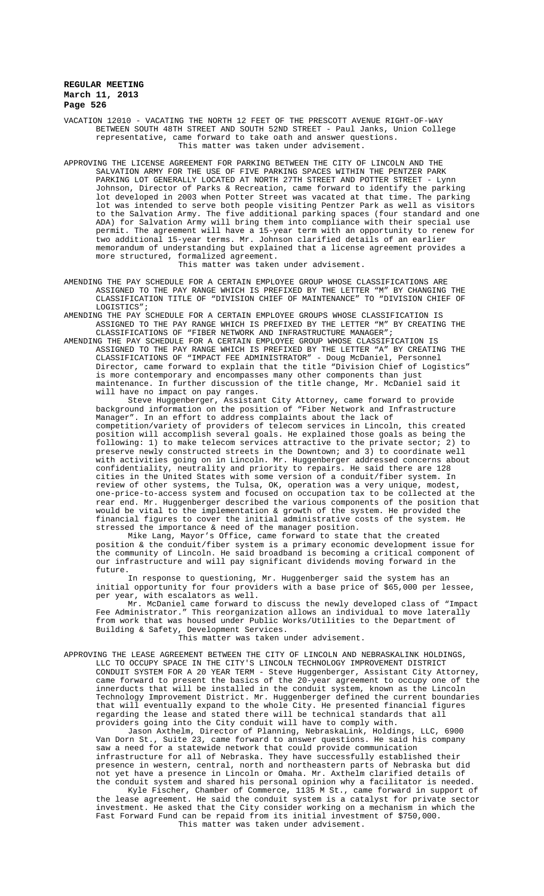VACATION 12010 - VACATING THE NORTH 12 FEET OF THE PRESCOTT AVENUE RIGHT-OF-WAY BETWEEN SOUTH 48TH STREET AND SOUTH 52ND STREET - Paul Janks, Union College representative, came forward to take oath and answer questions.

This matter was taken under advisement.

APPROVING THE LICENSE AGREEMENT FOR PARKING BETWEEN THE CITY OF LINCOLN AND THE SALVATION ARMY FOR THE USE OF FIVE PARKING SPACES WITHIN THE PENTZER PARK PARKING LOT GENERALLY LOCATED AT NORTH 27TH STREET AND POTTER STREET - Lynn Johnson, Director of Parks & Recreation, came forward to identify the parking lot developed in 2003 when Potter Street was vacated at that time. The parking lot was intended to serve both people visiting Pentzer Park as well as visitors to the Salvation Army. The five additional parking spaces (four standard and one ADA) for Salvation Army will bring them into compliance with their special use permit. The agreement will have a 15-year term with an opportunity to renew for two additional 15-year terms. Mr. Johnson clarified details of an earlier memorandum of understanding but explained that a license agreement provides a more structured, formalized agreement.

This matter was taken under advisement.

AMENDING THE PAY SCHEDULE FOR A CERTAIN EMPLOYEE GROUP WHOSE CLASSIFICATIONS ARE ASSIGNED TO THE PAY RANGE WHICH IS PREFIXED BY THE LETTER "M" BY CHANGING THE CLASSIFICATION TITLE OF "DIVISION CHIEF OF MAINTENANCE" TO "DIVISION CHIEF OF LOGISTICS";

AMENDING THE PAY SCHEDULE FOR A CERTAIN EMPLOYEE GROUPS WHOSE CLASSIFICATION IS ASSIGNED TO THE PAY RANGE WHICH IS PREFIXED BY THE LETTER "M" BY CREATING THE CLASSIFICATIONS OF "FIBER NETWORK AND INFRASTRUCTURE MANAGER";

AMENDING THE PAY SCHEDULE FOR A CERTAIN EMPLOYEE GROUP WHOSE CLASSIFICATION IS ASSIGNED TO THE PAY RANGE WHICH IS PREFIXED BY THE LETTER "A" BY CREATING THE CLASSIFICATIONS OF "IMPACT FEE ADMINISTRATOR" - Doug McDaniel, Personnel Director, came forward to explain that the title "Division Chief of Logistics" is more contemporary and encompasses many other components than just maintenance. In further discussion of the title change, Mr. McDaniel said it will have no impact on pay ranges.

Steve Huggenberger, Assistant City Attorney, came forward to provide background information on the position of "Fiber Network and Infrastructure Manager". In an effort to address complaints about the lack of competition/variety of providers of telecom services in Lincoln, this created position will accomplish several goals. He explained those goals as being the following: 1) to make telecom services attractive to the private sector; 2) to preserve newly constructed streets in the Downtown; and 3) to coordinate well with activities going on in Lincoln. Mr. Huggenberger addressed concerns about confidentiality, neutrality and priority to repairs. He said there are 128 cities in the United States with some version of a conduit/fiber system. In review of other systems, the Tulsa, OK, operation was a very unique, modest, one-price-to-access system and focused on occupation tax to be collected at the rear end. Mr. Huggenberger described the various components of the position that would be vital to the implementation & growth of the system. He provided the financial figures to cover the initial administrative costs of the system. He stressed the importance & need of the manager position.

Mike Lang, Mayor's Office, came forward to state that the created position & the conduit/fiber system is a primary economic development issue for the community of Lincoln. He said broadband is becoming a critical component of our infrastructure and will pay significant dividends moving forward in the future.

In response to questioning, Mr. Huggenberger said the system has an initial opportunity for four providers with a base price of $65,000 per lessee, per year, with escalators as well.

Mr. McDaniel came forward to discuss the newly developed class of "Impact Fee Administrator." This reorganization allows an individual to move laterally from work that was housed under Public Works/Utilities to the Department of Building & Safety, Development Services.

This matter was taken under advisement.

APPROVING THE LEASE AGREEMENT BETWEEN THE CITY OF LINCOLN AND NEBRASKALINK HOLDINGS, LLC TO OCCUPY SPACE IN THE CITY'S LINCOLN TECHNOLOGY IMPROVEMENT DISTRICT CONDUIT SYSTEM FOR A 20 YEAR TERM - Steve Huggenberger, Assistant City Attorney, came forward to present the basics of the 20-year agreement to occupy one of the innerducts that will be installed in the conduit system, known as the Lincoln Technology Improvement District. Mr. Huggenberger defined the current boundaries that will eventually expand to the whole City. He presented financial figures regarding the lease and stated there will be technical standards that all providers going into the City conduit will have to comply with.

Jason Axthelm, Director of Planning, NebraskaLink, Holdings, LLC, 6900 Van Dorn St., Suite 23, came forward to answer questions. He said his company saw a need for a statewide network that could provide communication infrastructure for all of Nebraska. They have successfully established their presence in western, central, north and northeastern parts of Nebraska but did not yet have a presence in Lincoln or Omaha. Mr. Axthelm clarified details of the conduit system and shared his personal opinion why a facilitator is needed.

Kyle Fischer, Chamber of Commerce, 1135 M St., came forward in support of the lease agreement. He said the conduit system is a catalyst for private sector investment. He asked that the City consider working on a mechanism in which the Fast Forward Fund can be repaid from its initial investment of $750,000.

This matter was taken under advisement.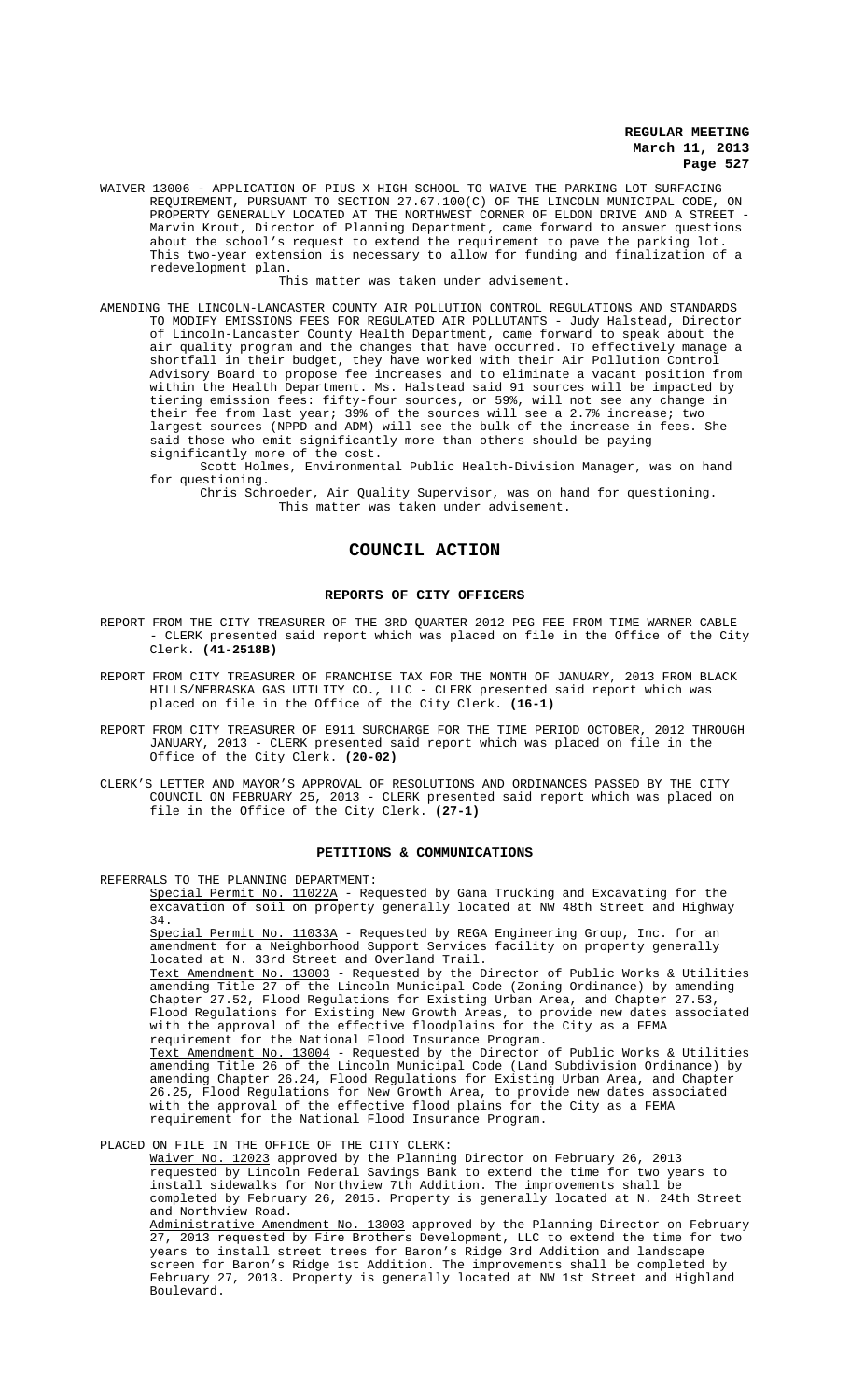WAIVER 13006 - APPLICATION OF PIUS X HIGH SCHOOL TO WAIVE THE PARKING LOT SURFACING REQUIREMENT, PURSUANT TO SECTION 27.67.100(C) OF THE LINCOLN MUNICIPAL CODE, ON PROPERTY GENERALLY LOCATED AT THE NORTHWEST CORNER OF ELDON DRIVE AND A STREET - Marvin Krout, Director of Planning Department, came forward to answer questions about the school's request to extend the requirement to pave the parking lot. This two-year extension is necessary to allow for funding and finalization of a redevelopment plan.

This matter was taken under advisement.

AMENDING THE LINCOLN-LANCASTER COUNTY AIR POLLUTION CONTROL REGULATIONS AND STANDARDS TO MODIFY EMISSIONS FEES FOR REGULATED AIR POLLUTANTS - Judy Halstead, Director of Lincoln-Lancaster County Health Department, came forward to speak about the air quality program and the changes that have occurred. To effectively manage a shortfall in their budget, they have worked with their Air Pollution Control Advisory Board to propose fee increases and to eliminate a vacant position from within the Health Department. Ms. Halstead said 91 sources will be impacted by tiering emission fees: fifty-four sources, or 59%, will not see any change in their fee from last year; 39% of the sources will see a 2.7% increase; two largest sources (NPPD and ADM) will see the bulk of the increase in fees. She said those who emit significantly more than others should be paying significantly more of the cost.

Scott Holmes, Environmental Public Health-Division Manager, was on hand for questioning.

Chris Schroeder, Air Quality Supervisor, was on hand for questioning.

This matter was taken under advisement.

## COUNCIL ACTION

### REPORTS OF CITY OFFICERS

REPORT FROM THE CITY TREASURER OF THE 3RD QUARTER 2012 PEG FEE FROM TIME WARNER CABLE - CLERK presented said report which was placed on file in the Office of the City Clerk. **(41-2518B)**

REPORT FROM CITY TREASURER OF FRANCHISE TAX FOR THE MONTH OF JANUARY, 2013 FROM BLACK HILLS/NEBRASKA GAS UTILITY CO., LLC - CLERK presented said report which was placed on file in the Office of the City Clerk. **(16-1)**

REPORT FROM CITY TREASURER OF E911 SURCHARGE FOR THE TIME PERIOD OCTOBER, 2012 THROUGH JANUARY, 2013 - CLERK presented said report which was placed on file in the Office of the City Clerk. **(20-02)**

CLERK'S LETTER AND MAYOR'S APPROVAL OF RESOLUTIONS AND ORDINANCES PASSED BY THE CITY COUNCIL ON FEBRUARY 25, 2013 - CLERK presented said report which was placed on file in the Office of the City Clerk. **(27-1)**

### PETITIONS & COMMUNICATIONS

REFERRALS TO THE PLANNING DEPARTMENT:

Special Permit No. 11022A - Requested by Gana Trucking and Excavating for the excavation of soil on property generally located at NW 48th Street and Highway 34.

Special Permit No. 11033A - Requested by REGA Engineering Group, Inc. for an amendment for a Neighborhood Support Services facility on property generally located at N. 33rd Street and Overland Trail.

Text Amendment No. 13003 - Requested by the Director of Public Works & Utilities amending Title 27 of the Lincoln Municipal Code (Zoning Ordinance) by amending Chapter 27.52, Flood Regulations for Existing Urban Area, and Chapter 27.53, Flood Regulations for Existing New Growth Areas, to provide new dates associated with the approval of the effective floodplains for the City as a FEMA requirement for the National Flood Insurance Program.

Text Amendment No. 13004 - Requested by the Director of Public Works & Utilities amending Title 26 of the Lincoln Municipal Code (Land Subdivision Ordinance) by amending Chapter 26.24, Flood Regulations for Existing Urban Area, and Chapter 26.25, Flood Regulations for New Growth Area, to provide new dates associated with the approval of the effective flood plains for the City as a FEMA requirement for the National Flood Insurance Program.

PLACED ON FILE IN THE OFFICE OF THE CITY CLERK:

Waiver No. 12023 approved by the Planning Director on February 26, 2013 requested by Lincoln Federal Savings Bank to extend the time for two years to install sidewalks for Northview 7th Addition. The improvements shall be completed by February 26, 2015. Property is generally located at N. 24th Street and Northview Road.

Administrative Amendment No. 13003 approved by the Planning Director on February 27, 2013 requested by Fire Brothers Development, LLC to extend the time for two years to install street trees for Baron's Ridge 3rd Addition and landscape screen for Baron's Ridge 1st Addition. The improvements shall be completed by February 27, 2013. Property is generally located at NW 1st Street and Highland Boulevard.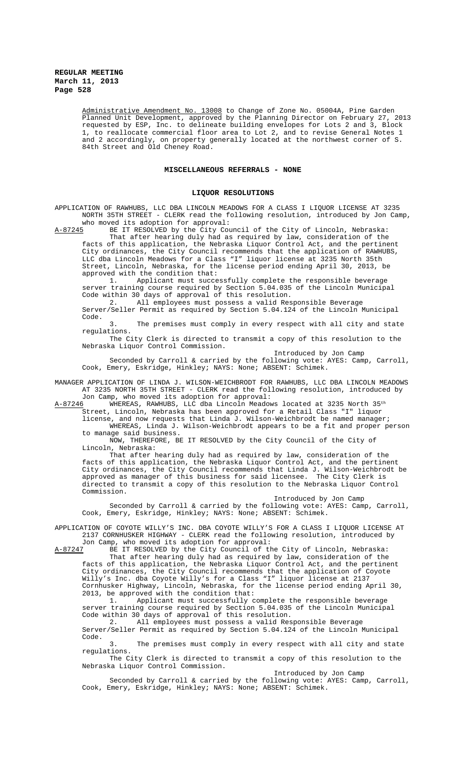Administrative Amendment No. 13008 to Change of Zone No. 05004A, Pine Garden Planned Unit Development, approved by the Planning Director on February 27, 2013 requested by ESP, Inc. to delineate building envelopes for Lots 2 and 3, Block 1, to reallocate commercial floor area to Lot 2, and to revise General Notes 1 and 2 accordingly, on property generally located at the northwest corner of S. 84th Street and Old Cheney Road.

## MISCELLANEOUS REFERRALS - NONE

## LIQUOR RESOLUTIONS

APPLICATION OF RAWHUBS, LLC DBA LINCOLN MEADOWS FOR A CLASS I LIQUOR LICENSE AT 3235 NORTH 35TH STREET - CLERK read the following resolution, introduced by Jon Camp, who moved its adoption for approval:

A-87245 BE IT RESOLVED by the City Council of the City of Lincoln, Nebraska:

That after hearing duly had as required by law, consideration of the facts of this application, the Nebraska Liquor Control Act, and the pertinent City ordinances, the City Council recommends that the application of RAWHUBS, LLC dba Lincoln Meadows for a Class "I" liquor license at 3235 North 35th Street, Lincoln, Nebraska, for the license period ending April 30, 2013, be approved with the condition that:

1. Applicant must successfully complete the responsible beverage server training course required by Section 5.04.035 of the Lincoln Municipal Code within 30 days of approval of this resolution.
2. All employees must possess a valid Responsible Beverage Server/Seller Permit as required by Section 5.04.124 of the Lincoln Municipal Code.
3. The premises must comply in every respect with all city and state regulations.

The City Clerk is directed to transmit a copy of this resolution to the Nebraska Liquor Control Commission.

Introduced by Jon Camp

Seconded by Carroll & carried by the following vote: AYES: Camp, Carroll, Cook, Emery, Eskridge, Hinkley; NAYS: None; ABSENT: Schimek.

MANAGER APPLICATION OF LINDA J. WILSON-WEICHBRODT FOR RAWHUBS, LLC DBA LINCOLN MEADOWS AT 3235 NORTH 35TH STREET - CLERK read the following resolution, introduced by Jon Camp, who moved its adoption for approval:

A-87246 WHEREAS, RAWHUBS, LLC dba Lincoln Meadows located at 3235 North 35th Street, Lincoln, Nebraska has been approved for a Retail Class "I" liquor license, and now requests that Linda J. Wilson-Weichbrodt be named manager;

WHEREAS, Linda J. Wilson-Weichbrodt appears to be a fit and proper person to manage said business.

NOW, THEREFORE, BE IT RESOLVED by the City Council of the City of Lincoln, Nebraska:

That after hearing duly had as required by law, consideration of the facts of this application, the Nebraska Liquor Control Act, and the pertinent City ordinances, the City Council recommends that Linda J. Wilson-Weichbrodt be approved as manager of this business for said licensee. The City Clerk is directed to transmit a copy of this resolution to the Nebraska Liquor Control Commission.

Introduced by Jon Camp

Seconded by Carroll & carried by the following vote: AYES: Camp, Carroll, Cook, Emery, Eskridge, Hinkley; NAYS: None; ABSENT: Schimek.

APPLICATION OF COYOTE WILLY'S INC. DBA COYOTE WILLY'S FOR A CLASS I LIQUOR LICENSE AT 2137 CORNHUSKER HIGHWAY - CLERK read the following resolution, introduced by Jon Camp, who moved its adoption for approval:

A-87247 BE IT RESOLVED by the City Council of the City of Lincoln, Nebraska:

That after hearing duly had as required by law, consideration of the facts of this application, the Nebraska Liquor Control Act, and the pertinent City ordinances, the City Council recommends that the application of Coyote Willy's Inc. dba Coyote Willy's for a Class "I" liquor license at 2137 Cornhusker Highway, Lincoln, Nebraska, for the license period ending April 30, 2013, be approved with the condition that:

1. Applicant must successfully complete the responsible beverage server training course required by Section 5.04.035 of the Lincoln Municipal Code within 30 days of approval of this resolution.
2. All employees must possess a valid Responsible Beverage Server/Seller Permit as required by Section 5.04.124 of the Lincoln Municipal Code.
3. The premises must comply in every respect with all city and state regulations.

The City Clerk is directed to transmit a copy of this resolution to the Nebraska Liquor Control Commission.

Introduced by Jon Camp

Seconded by Carroll & carried by the following vote: AYES: Camp, Carroll, Cook, Emery, Eskridge, Hinkley; NAYS: None; ABSENT: Schimek.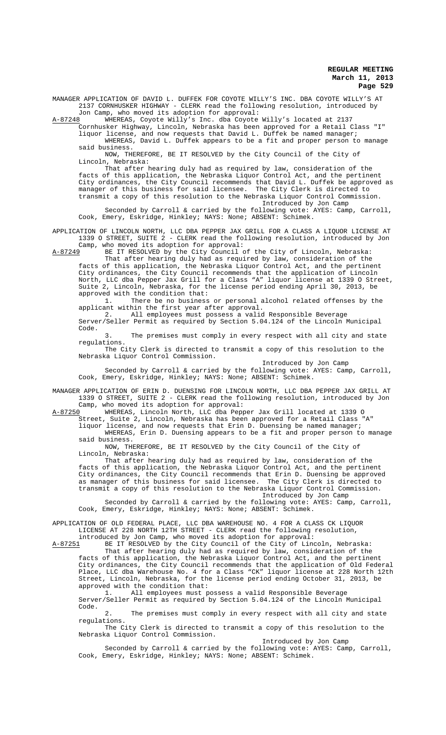MANAGER APPLICATION OF DAVID L. DUFFEK FOR COYOTE WILLY'S INC. DBA COYOTE WILLY'S AT 2137 CORNHUSKER HIGHWAY - CLERK read the following resolution, introduced by Jon Camp, who moved its adoption for approval:

A-87248 WHEREAS, Coyote Willy's Inc. dba Coyote Willy's located at 2137 Cornhusker Highway, Lincoln, Nebraska has been approved for a Retail Class "I" liquor license, and now requests that David L. Duffek be named manager;

WHEREAS, David L. Duffek appears to be a fit and proper person to manage said business.

NOW, THEREFORE, BE IT RESOLVED by the City Council of the City of Lincoln, Nebraska:

That after hearing duly had as required by law, consideration of the facts of this application, the Nebraska Liquor Control Act, and the pertinent City ordinances, the City Council recommends that David L. Duffek be approved as manager of this business for said licensee. The City Clerk is directed to transmit a copy of this resolution to the Nebraska Liquor Control Commission.

Introduced by Jon Camp

Seconded by Carroll & carried by the following vote: AYES: Camp, Carroll, Cook, Emery, Eskridge, Hinkley; NAYS: None; ABSENT: Schimek.

APPLICATION OF LINCOLN NORTH, LLC DBA PEPPER JAX GRILL FOR A CLASS A LIQUOR LICENSE AT 1339 O STREET, SUITE 2 - CLERK read the following resolution, introduced by Jon Camp, who moved its adoption for approval:

A-87249 BE IT RESOLVED by the City Council of the City of Lincoln, Nebraska:

That after hearing duly had as required by law, consideration of the facts of this application, the Nebraska Liquor Control Act, and the pertinent City ordinances, the City Council recommends that the application of Lincoln North, LLC dba Pepper Jax Grill for a Class "A" liquor license at 1339 O Street, Suite 2, Lincoln, Nebraska, for the license period ending April 30, 2013, be approved with the condition that:

1. There be no business or personal alcohol related offenses by the applicant within the first year after approval.
2. All employees must possess a valid Responsible Beverage Server/Seller Permit as required by Section 5.04.124 of the Lincoln Municipal Code.
3. The premises must comply in every respect with all city and state regulations.

The City Clerk is directed to transmit a copy of this resolution to the Nebraska Liquor Control Commission.

Introduced by Jon Camp

Seconded by Carroll & carried by the following vote: AYES: Camp, Carroll, Cook, Emery, Eskridge, Hinkley; NAYS: None; ABSENT: Schimek.

MANAGER APPLICATION OF ERIN D. DUENSING FOR LINCOLN NORTH, LLC DBA PEPPER JAX GRILL AT 1339 O STREET, SUITE 2 - CLERK read the following resolution, introduced by Jon Camp, who moved its adoption for approval:

A-87250 WHEREAS, Lincoln North, LLC dba Pepper Jax Grill located at 1339 O Street, Suite 2, Lincoln, Nebraska has been approved for a Retail Class "A" liquor license, and now requests that Erin D. Duensing be named manager;

WHEREAS, Erin D. Duensing appears to be a fit and proper person to manage said business.

NOW, THEREFORE, BE IT RESOLVED by the City Council of the City of Lincoln, Nebraska:

That after hearing duly had as required by law, consideration of the facts of this application, the Nebraska Liquor Control Act, and the pertinent City ordinances, the City Council recommends that Erin D. Duensing be approved as manager of this business for said licensee. The City Clerk is directed to transmit a copy of this resolution to the Nebraska Liquor Control Commission.

Introduced by Jon Camp

Seconded by Carroll & carried by the following vote: AYES: Camp, Carroll, Cook, Emery, Eskridge, Hinkley; NAYS: None; ABSENT: Schimek.

APPLICATION OF OLD FEDERAL PLACE, LLC DBA WAREHOUSE NO. 4 FOR A CLASS CK LIQUOR LICENSE AT 228 NORTH 12TH STREET - CLERK read the following resolution, introduced by Jon Camp, who moved its adoption for approval:

A-87251 BE IT RESOLVED by the City Council of the City of Lincoln, Nebraska:

That after hearing duly had as required by law, consideration of the facts of this application, the Nebraska Liquor Control Act, and the pertinent City ordinances, the City Council recommends that the application of Old Federal Place, LLC dba Warehouse No. 4 for a Class "CK" liquor license at 228 North 12th Street, Lincoln, Nebraska, for the license period ending October 31, 2013, be approved with the condition that:

1. All employees must possess a valid Responsible Beverage Server/Seller Permit as required by Section 5.04.124 of the Lincoln Municipal Code.
2. The premises must comply in every respect with all city and state regulations.

The City Clerk is directed to transmit a copy of this resolution to the Nebraska Liquor Control Commission.

Introduced by Jon Camp

Seconded by Carroll & carried by the following vote: AYES: Camp, Carroll, Cook, Emery, Eskridge, Hinkley; NAYS: None; ABSENT: Schimek.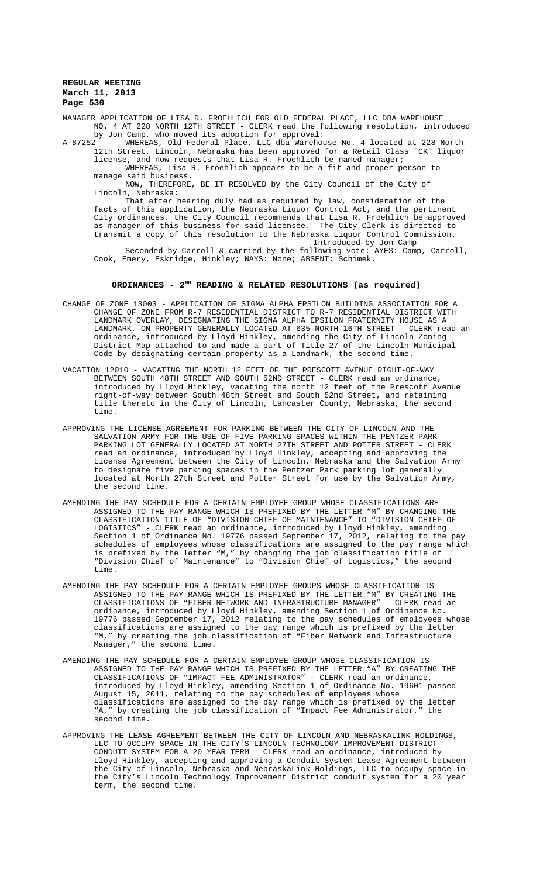MANAGER APPLICATION OF LISA R. FROEHLICH FOR OLD FEDERAL PLACE, LLC DBA WAREHOUSE NO. 4 AT 228 NORTH 12TH STREET - CLERK read the following resolution, introduced by Jon Camp, who moved its adoption for approval:

A-87252 WHEREAS, Old Federal Place, LLC dba Warehouse No. 4 located at 228 North 12th Street, Lincoln, Nebraska has been approved for a Retail Class "CK" liquor license, and now requests that Lisa R. Froehlich be named manager;

WHEREAS, Lisa R. Froehlich appears to be a fit and proper person to manage said business.

NOW, THEREFORE, BE IT RESOLVED by the City Council of the City of Lincoln, Nebraska:

That after hearing duly had as required by law, consideration of the facts of this application, the Nebraska Liquor Control Act, and the pertinent City ordinances, the City Council recommends that Lisa R. Froehlich be approved as manager of this business for said licensee. The City Clerk is directed to transmit a copy of this resolution to the Nebraska Liquor Control Commission.

Introduced by Jon Camp

Seconded by Carroll & carried by the following vote: AYES: Camp, Carroll, Cook, Emery, Eskridge, Hinkley; NAYS: None; ABSENT: Schimek.

## ORDINANCES - 2ND READING & RELATED RESOLUTIONS (as required)

CHANGE OF ZONE 13003 - APPLICATION OF SIGMA ALPHA EPSILON BUILDING ASSOCIATION FOR A CHANGE OF ZONE FROM R-7 RESIDENTIAL DISTRICT TO R-7 RESIDENTIAL DISTRICT WITH LANDMARK OVERLAY, DESIGNATING THE SIGMA ALPHA EPSILON FRATERNITY HOUSE AS A LANDMARK, ON PROPERTY GENERALLY LOCATED AT 635 NORTH 16TH STREET - CLERK read an ordinance, introduced by Lloyd Hinkley, amending the City of Lincoln Zoning District Map attached to and made a part of Title 27 of the Lincoln Municipal Code by designating certain property as a Landmark, the second time.

VACATION 12010 - VACATING THE NORTH 12 FEET OF THE PRESCOTT AVENUE RIGHT-OF-WAY BETWEEN SOUTH 48TH STREET AND SOUTH 52ND STREET - CLERK read an ordinance, introduced by Lloyd Hinkley, vacating the north 12 feet of the Prescott Avenue right-of-way between South 48th Street and South 52nd Street, and retaining title thereto in the City of Lincoln, Lancaster County, Nebraska, the second time.

APPROVING THE LICENSE AGREEMENT FOR PARKING BETWEEN THE CITY OF LINCOLN AND THE SALVATION ARMY FOR THE USE OF FIVE PARKING SPACES WITHIN THE PENTZER PARK PARKING LOT GENERALLY LOCATED AT NORTH 27TH STREET AND POTTER STREET - CLERK read an ordinance, introduced by Lloyd Hinkley, accepting and approving the License Agreement between the City of Lincoln, Nebraska and the Salvation Army to designate five parking spaces in the Pentzer Park parking lot generally located at North 27th Street and Potter Street for use by the Salvation Army, the second time.

AMENDING THE PAY SCHEDULE FOR A CERTAIN EMPLOYEE GROUP WHOSE CLASSIFICATIONS ARE ASSIGNED TO THE PAY RANGE WHICH IS PREFIXED BY THE LETTER "M" BY CHANGING THE CLASSIFICATION TITLE OF "DIVISION CHIEF OF MAINTENANCE" TO "DIVISION CHIEF OF LOGISTICS" - CLERK read an ordinance, introduced by Lloyd Hinkley, amending Section 1 of Ordinance No. 19776 passed September 17, 2012, relating to the pay schedules of employees whose classifications are assigned to the pay range which is prefixed by the letter "M," by changing the job classification title of "Division Chief of Maintenance" to "Division Chief of Logistics," the second time.

AMENDING THE PAY SCHEDULE FOR A CERTAIN EMPLOYEE GROUPS WHOSE CLASSIFICATION IS ASSIGNED TO THE PAY RANGE WHICH IS PREFIXED BY THE LETTER "M" BY CREATING THE CLASSIFICATIONS OF "FIBER NETWORK AND INFRASTRUCTURE MANAGER" - CLERK read an ordinance, introduced by Lloyd Hinkley, amending Section 1 of Ordinance No. 19776 passed September 17, 2012 relating to the pay schedules of employees whose classifications are assigned to the pay range which is prefixed by the letter "M," by creating the job classification of "Fiber Network and Infrastructure Manager," the second time.

AMENDING THE PAY SCHEDULE FOR A CERTAIN EMPLOYEE GROUP WHOSE CLASSIFICATION IS ASSIGNED TO THE PAY RANGE WHICH IS PREFIXED BY THE LETTER "A" BY CREATING THE CLASSIFICATIONS OF "IMPACT FEE ADMINISTRATOR" - CLERK read an ordinance, introduced by Lloyd Hinkley, amending Section 1 of Ordinance No. 19601 passed August 15, 2011, relating to the pay schedules of employees whose classifications are assigned to the pay range which is prefixed by the letter "A," by creating the job classification of "Impact Fee Administrator," the second time.

APPROVING THE LEASE AGREEMENT BETWEEN THE CITY OF LINCOLN AND NEBRASKALINK HOLDINGS, LLC TO OCCUPY SPACE IN THE CITY'S LINCOLN TECHNOLOGY IMPROVEMENT DISTRICT CONDUIT SYSTEM FOR A 20 YEAR TERM - CLERK read an ordinance, introduced by Lloyd Hinkley, accepting and approving a Conduit System Lease Agreement between the City of Lincoln, Nebraska and NebraskaLink Holdings, LLC to occupy space in the City's Lincoln Technology Improvement District conduit system for a 20 year term, the second time.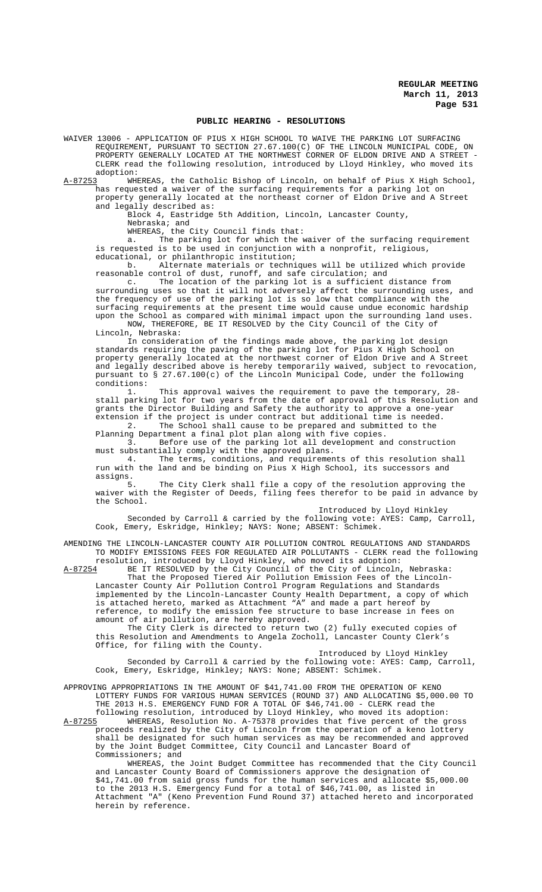## PUBLIC HEARING - RESOLUTIONS

WAIVER 13006 - APPLICATION OF PIUS X HIGH SCHOOL TO WAIVE THE PARKING LOT SURFACING REQUIREMENT, PURSUANT TO SECTION 27.67.100(C) OF THE LINCOLN MUNICIPAL CODE, ON PROPERTY GENERALLY LOCATED AT THE NORTHWEST CORNER OF ELDON DRIVE AND A STREET - CLERK read the following resolution, introduced by Lloyd Hinkley, who moved its adoption:

A-87253 WHEREAS, the Catholic Bishop of Lincoln, on behalf of Pius X High School, has requested a waiver of the surfacing requirements for a parking lot on property generally located at the northeast corner of Eldon Drive and A Street and legally described as:

Block 4, Eastridge 5th Addition, Lincoln, Lancaster County, Nebraska; and

WHEREAS, the City Council finds that:

a. The parking lot for which the waiver of the surfacing requirement is requested is to be used in conjunction with a nonprofit, religious, educational, or philanthropic institution;

b. Alternate materials or techniques will be utilized which provide reasonable control of dust, runoff, and safe circulation; and

c. The location of the parking lot is a sufficient distance from surrounding uses so that it will not adversely affect the surrounding uses, and the frequency of use of the parking lot is so low that compliance with the surfacing requirements at the present time would cause undue economic hardship upon the School as compared with minimal impact upon the surrounding land uses.

NOW, THEREFORE, BE IT RESOLVED by the City Council of the City of Lincoln, Nebraska:

In consideration of the findings made above, the parking lot design standards requiring the paving of the parking lot for Pius X High School on property generally located at the northwest corner of Eldon Drive and A Street and legally described above is hereby temporarily waived, subject to revocation, pursuant to § 27.67.100(c) of the Lincoln Municipal Code, under the following conditions:

1. This approval waives the requirement to pave the temporary, 28-stall parking lot for two years from the date of approval of this Resolution and grants the Director Building and Safety the authority to approve a one-year extension if the project is under contract but additional time is needed.

2. The School shall cause to be prepared and submitted to the Planning Department a final plot plan along with five copies.

3. Before use of the parking lot all development and construction must substantially comply with the approved plans.

4. The terms, conditions, and requirements of this resolution shall run with the land and be binding on Pius X High School, its successors and assigns.

5. The City Clerk shall file a copy of the resolution approving the waiver with the Register of Deeds, filing fees therefor to be paid in advance by the School.

Introduced by Lloyd Hinkley

Seconded by Carroll & carried by the following vote: AYES: Camp, Carroll, Cook, Emery, Eskridge, Hinkley; NAYS: None; ABSENT: Schimek.

AMENDING THE LINCOLN-LANCASTER COUNTY AIR POLLUTION CONTROL REGULATIONS AND STANDARDS TO MODIFY EMISSIONS FEES FOR REGULATED AIR POLLUTANTS - CLERK read the following resolution, introduced by Lloyd Hinkley, who moved its adoption:

A-87254 BE IT RESOLVED by the City Council of the City of Lincoln, Nebraska:

That the Proposed Tiered Air Pollution Emission Fees of the Lincoln-Lancaster County Air Pollution Control Program Regulations and Standards implemented by the Lincoln-Lancaster County Health Department, a copy of which is attached hereto, marked as Attachment "A" and made a part hereof by reference, to modify the emission fee structure to base increase in fees on amount of air pollution, are hereby approved.

The City Clerk is directed to return two (2) fully executed copies of this Resolution and Amendments to Angela Zocholl, Lancaster County Clerk's Office, for filing with the County.

Introduced by Lloyd Hinkley

Seconded by Carroll & carried by the following vote: AYES: Camp, Carroll, Cook, Emery, Eskridge, Hinkley; NAYS: None; ABSENT: Schimek.

APPROVING APPROPRIATIONS IN THE AMOUNT OF $41,741.00 FROM THE OPERATION OF KENO LOTTERY FUNDS FOR VARIOUS HUMAN SERVICES (ROUND 37) AND ALLOCATING $5,000.00 TO THE 2013 H.S. EMERGENCY FUND FOR A TOTAL OF $46,741.00 - CLERK read the following resolution, introduced by Lloyd Hinkley, who moved its adoption:

A-87255 WHEREAS, Resolution No. A-75378 provides that five percent of the gross proceeds realized by the City of Lincoln from the operation of a keno lottery shall be designated for such human services as may be recommended and approved by the Joint Budget Committee, City Council and Lancaster Board of Commissioners; and

WHEREAS, the Joint Budget Committee has recommended that the City Council and Lancaster County Board of Commissioners approve the designation of $41,741.00 from said gross funds for the human services and allocate $5,000.00 to the 2013 H.S. Emergency Fund for a total of $46,741.00, as listed in Attachment "A" (Keno Prevention Fund Round 37) attached hereto and incorporated herein by reference.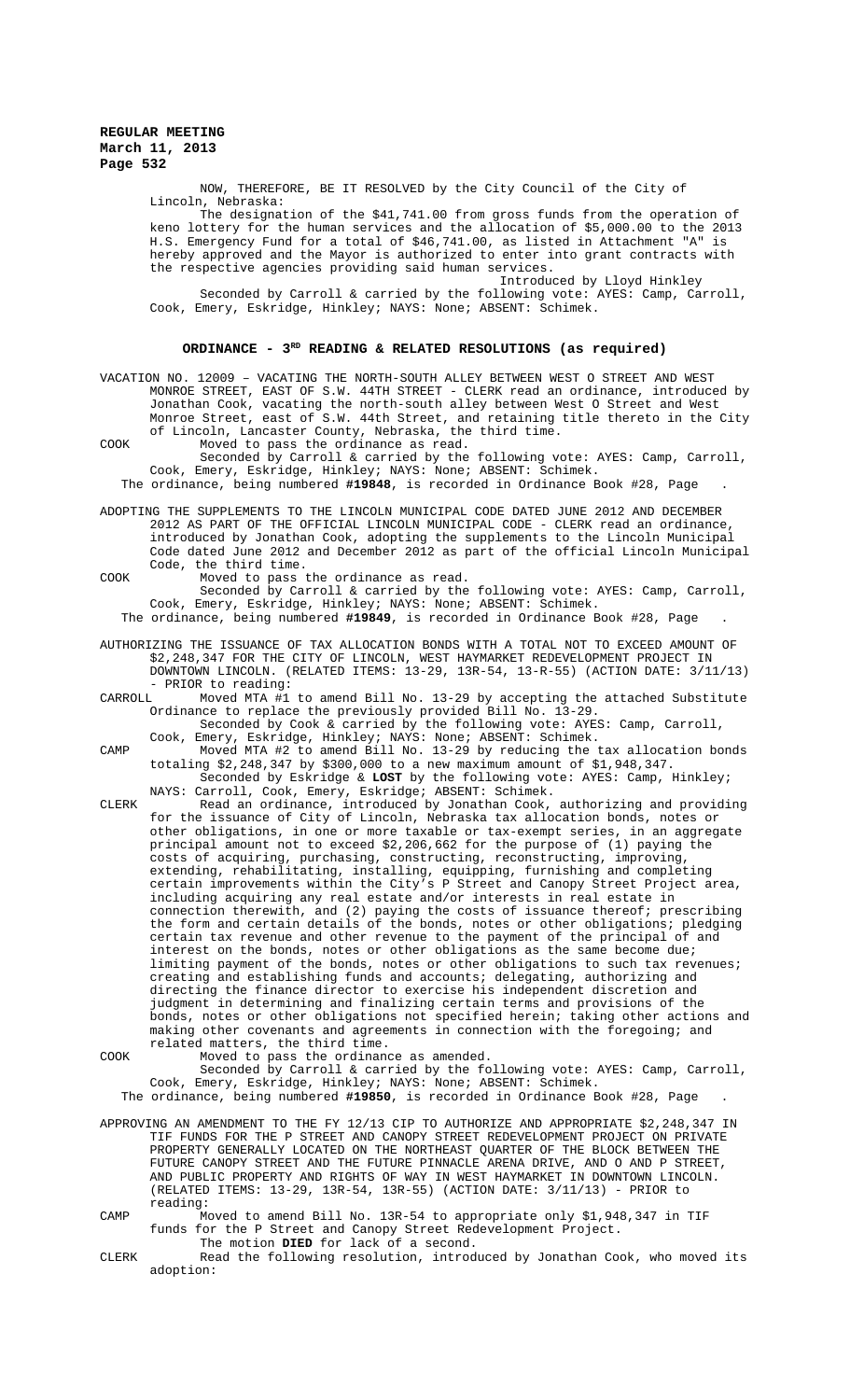NOW, THEREFORE, BE IT RESOLVED by the City Council of the City of Lincoln, Nebraska:

The designation of the $41,741.00 from gross funds from the operation of keno lottery for the human services and the allocation of $5,000.00 to the 2013 H.S. Emergency Fund for a total of $46,741.00, as listed in Attachment "A" is hereby approved and the Mayor is authorized to enter into grant contracts with the respective agencies providing said human services.

Introduced by Lloyd Hinkley

Seconded by Carroll & carried by the following vote: AYES: Camp, Carroll, Cook, Emery, Eskridge, Hinkley; NAYS: None; ABSENT: Schimek.

## ORDINANCE - 3RD READING & RELATED RESOLUTIONS (as required)

VACATION NO. 12009 – VACATING THE NORTH-SOUTH ALLEY BETWEEN WEST O STREET AND WEST MONROE STREET, EAST OF S.W. 44TH STREET - CLERK read an ordinance, introduced by Jonathan Cook, vacating the north-south alley between West O Street and West Monroe Street, east of S.W. 44th Street, and retaining title thereto in the City of Lincoln, Lancaster County, Nebraska, the third time.

COOK Moved to pass the ordinance as read.

Seconded by Carroll & carried by the following vote: AYES: Camp, Carroll, Cook, Emery, Eskridge, Hinkley; NAYS: None; ABSENT: Schimek.

The ordinance, being numbered **#19848**, is recorded in Ordinance Book #28, Page .

ADOPTING THE SUPPLEMENTS TO THE LINCOLN MUNICIPAL CODE DATED JUNE 2012 AND DECEMBER 2012 AS PART OF THE OFFICIAL LINCOLN MUNICIPAL CODE - CLERK read an ordinance, introduced by Jonathan Cook, adopting the supplements to the Lincoln Municipal Code dated June 2012 and December 2012 as part of the official Lincoln Municipal Code, the third time.

COOK Moved to pass the ordinance as read.

Seconded by Carroll & carried by the following vote: AYES: Camp, Carroll, Cook, Emery, Eskridge, Hinkley; NAYS: None; ABSENT: Schimek.

The ordinance, being numbered **#19849**, is recorded in Ordinance Book #28, Page .

AUTHORIZING THE ISSUANCE OF TAX ALLOCATION BONDS WITH A TOTAL NOT TO EXCEED AMOUNT OF $2,248,347 FOR THE CITY OF LINCOLN, WEST HAYMARKET REDEVELOPMENT PROJECT IN DOWNTOWN LINCOLN. (RELATED ITEMS: 13-29, 13R-54, 13-R-55) (ACTION DATE: 3/11/13) - PRIOR to reading:

CARROLL Moved MTA #1 to amend Bill No. 13-29 by accepting the attached Substitute Ordinance to replace the previously provided Bill No. 13-29.

Seconded by Cook & carried by the following vote: AYES: Camp, Carroll, Cook, Emery, Eskridge, Hinkley; NAYS: None; ABSENT: Schimek.

CAMP Moved MTA #2 to amend Bill No. 13-29 by reducing the tax allocation bonds totaling $2,248,347 by $300,000 to a new maximum amount of $1,948,347.

Seconded by Eskridge & **LOST** by the following vote: AYES: Camp, Hinkley; NAYS: Carroll, Cook, Emery, Eskridge; ABSENT: Schimek.

CLERK Read an ordinance, introduced by Jonathan Cook, authorizing and providing for the issuance of City of Lincoln, Nebraska tax allocation bonds, notes or other obligations, in one or more taxable or tax-exempt series, in an aggregate principal amount not to exceed $2,206,662 for the purpose of (1) paying the costs of acquiring, purchasing, constructing, reconstructing, improving, extending, rehabilitating, installing, equipping, furnishing and completing certain improvements within the City's P Street and Canopy Street Project area, including acquiring any real estate and/or interests in real estate in connection therewith, and (2) paying the costs of issuance thereof; prescribing the form and certain details of the bonds, notes or other obligations; pledging certain tax revenue and other revenue to the payment of the principal of and interest on the bonds, notes or other obligations as the same become due; limiting payment of the bonds, notes or other obligations to such tax revenues; creating and establishing funds and accounts; delegating, authorizing and directing the finance director to exercise his independent discretion and judgment in determining and finalizing certain terms and provisions of the bonds, notes or other obligations not specified herein; taking other actions and making other covenants and agreements in connection with the foregoing; and related matters, the third time.

COOK Moved to pass the ordinance as amended.

Seconded by Carroll & carried by the following vote: AYES: Camp, Carroll, Cook, Emery, Eskridge, Hinkley; NAYS: None; ABSENT: Schimek.

The ordinance, being numbered **#19850**, is recorded in Ordinance Book #28, Page .

APPROVING AN AMENDMENT TO THE FY 12/13 CIP TO AUTHORIZE AND APPROPRIATE $2,248,347 IN TIF FUNDS FOR THE P STREET AND CANOPY STREET REDEVELOPMENT PROJECT ON PRIVATE PROPERTY GENERALLY LOCATED ON THE NORTHEAST QUARTER OF THE BLOCK BETWEEN THE FUTURE CANOPY STREET AND THE FUTURE PINNACLE ARENA DRIVE, AND O AND P STREET, AND PUBLIC PROPERTY AND RIGHTS OF WAY IN WEST HAYMARKET IN DOWNTOWN LINCOLN. (RELATED ITEMS: 13-29, 13R-54, 13R-55) (ACTION DATE: 3/11/13) - PRIOR to reading:

CAMP Moved to amend Bill No. 13R-54 to appropriate only $1,948,347 in TIF funds for the P Street and Canopy Street Redevelopment Project.

The motion **DIED** for lack of a second.

CLERK Read the following resolution, introduced by Jonathan Cook, who moved its adoption: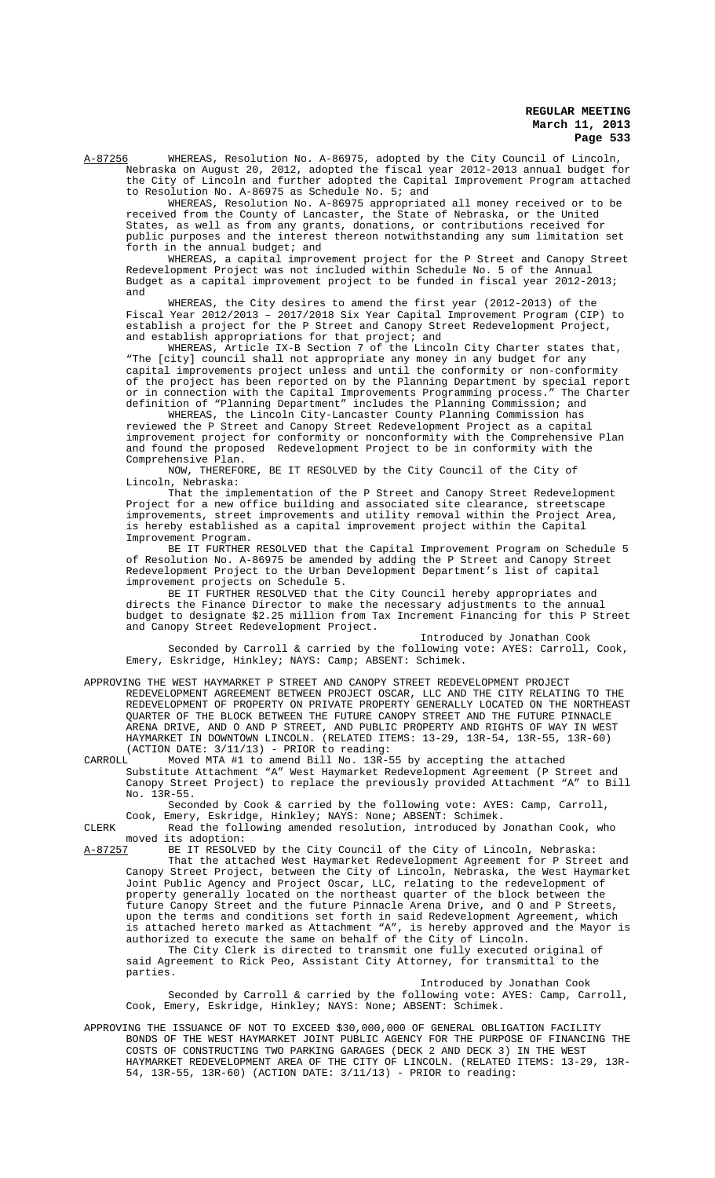A-87256 WHEREAS, Resolution No. A-86975, adopted by the City Council of Lincoln, Nebraska on August 20, 2012, adopted the fiscal year 2012-2013 annual budget for the City of Lincoln and further adopted the Capital Improvement Program attached to Resolution No. A-86975 as Schedule No. 5; and

WHEREAS, Resolution No. A-86975 appropriated all money received or to be received from the County of Lancaster, the State of Nebraska, or the United States, as well as from any grants, donations, or contributions received for public purposes and the interest thereon notwithstanding any sum limitation set forth in the annual budget; and

WHEREAS, a capital improvement project for the P Street and Canopy Street Redevelopment Project was not included within Schedule No. 5 of the Annual Budget as a capital improvement project to be funded in fiscal year 2012-2013; and

WHEREAS, the City desires to amend the first year (2012-2013) of the Fiscal Year 2012/2013 – 2017/2018 Six Year Capital Improvement Program (CIP) to establish a project for the P Street and Canopy Street Redevelopment Project, and establish appropriations for that project; and

WHEREAS, Article IX-B Section 7 of the Lincoln City Charter states that, "The [city] council shall not appropriate any money in any budget for any capital improvements project unless and until the conformity or non-conformity of the project has been reported on by the Planning Department by special report or in connection with the Capital Improvements Programming process." The Charter definition of "Planning Department" includes the Planning Commission; and

WHEREAS, the Lincoln City-Lancaster County Planning Commission has reviewed the P Street and Canopy Street Redevelopment Project as a capital improvement project for conformity or nonconformity with the Comprehensive Plan and found the proposed Redevelopment Project to be in conformity with the Comprehensive Plan.

NOW, THEREFORE, BE IT RESOLVED by the City Council of the City of Lincoln, Nebraska:

That the implementation of the P Street and Canopy Street Redevelopment Project for a new office building and associated site clearance, streetscape improvements, street improvements and utility removal within the Project Area, is hereby established as a capital improvement project within the Capital Improvement Program.

BE IT FURTHER RESOLVED that the Capital Improvement Program on Schedule 5 of Resolution No. A-86975 be amended by adding the P Street and Canopy Street Redevelopment Project to the Urban Development Department's list of capital improvement projects on Schedule 5.

BE IT FURTHER RESOLVED that the City Council hereby appropriates and directs the Finance Director to make the necessary adjustments to the annual budget to designate $2.25 million from Tax Increment Financing for this P Street and Canopy Street Redevelopment Project.

Introduced by Jonathan Cook

Seconded by Carroll & carried by the following vote: AYES: Carroll, Cook, Emery, Eskridge, Hinkley; NAYS: Camp; ABSENT: Schimek.

APPROVING THE WEST HAYMARKET P STREET AND CANOPY STREET REDEVELOPMENT PROJECT REDEVELOPMENT AGREEMENT BETWEEN PROJECT OSCAR, LLC AND THE CITY RELATING TO THE REDEVELOPMENT OF PROPERTY ON PRIVATE PROPERTY GENERALLY LOCATED ON THE NORTHEAST QUARTER OF THE BLOCK BETWEEN THE FUTURE CANOPY STREET AND THE FUTURE PINNACLE ARENA DRIVE, AND O AND P STREET, AND PUBLIC PROPERTY AND RIGHTS OF WAY IN WEST HAYMARKET IN DOWNTOWN LINCOLN. (RELATED ITEMS: 13-29, 13R-54, 13R-55, 13R-60) (ACTION DATE: 3/11/13) - PRIOR to reading:

CARROLL Moved MTA #1 to amend Bill No. 13R-55 by accepting the attached Substitute Attachment "A" West Haymarket Redevelopment Agreement (P Street and Canopy Street Project) to replace the previously provided Attachment "A" to Bill No. 13R-55.

Seconded by Cook & carried by the following vote: AYES: Camp, Carroll, Cook, Emery, Eskridge, Hinkley; NAYS: None; ABSENT: Schimek.

CLERK Read the following amended resolution, introduced by Jonathan Cook, who moved its adoption:

A-87257 BE IT RESOLVED by the City Council of the City of Lincoln, Nebraska:

That the attached West Haymarket Redevelopment Agreement for P Street and Canopy Street Project, between the City of Lincoln, Nebraska, the West Haymarket Joint Public Agency and Project Oscar, LLC, relating to the redevelopment of property generally located on the northeast quarter of the block between the future Canopy Street and the future Pinnacle Arena Drive, and O and P Streets, upon the terms and conditions set forth in said Redevelopment Agreement, which is attached hereto marked as Attachment "A", is hereby approved and the Mayor is authorized to execute the same on behalf of the City of Lincoln.

The City Clerk is directed to transmit one fully executed original of said Agreement to Rick Peo, Assistant City Attorney, for transmittal to the parties.

Introduced by Jonathan Cook

Seconded by Carroll & carried by the following vote: AYES: Camp, Carroll, Cook, Emery, Eskridge, Hinkley; NAYS: None; ABSENT: Schimek.

APPROVING THE ISSUANCE OF NOT TO EXCEED $30,000,000 OF GENERAL OBLIGATION FACILITY BONDS OF THE WEST HAYMARKET JOINT PUBLIC AGENCY FOR THE PURPOSE OF FINANCING THE COSTS OF CONSTRUCTING TWO PARKING GARAGES (DECK 2 AND DECK 3) IN THE WEST HAYMARKET REDEVELOPMENT AREA OF THE CITY OF LINCOLN. (RELATED ITEMS: 13-29, 13R-54, 13R-55, 13R-60) (ACTION DATE: 3/11/13) - PRIOR to reading: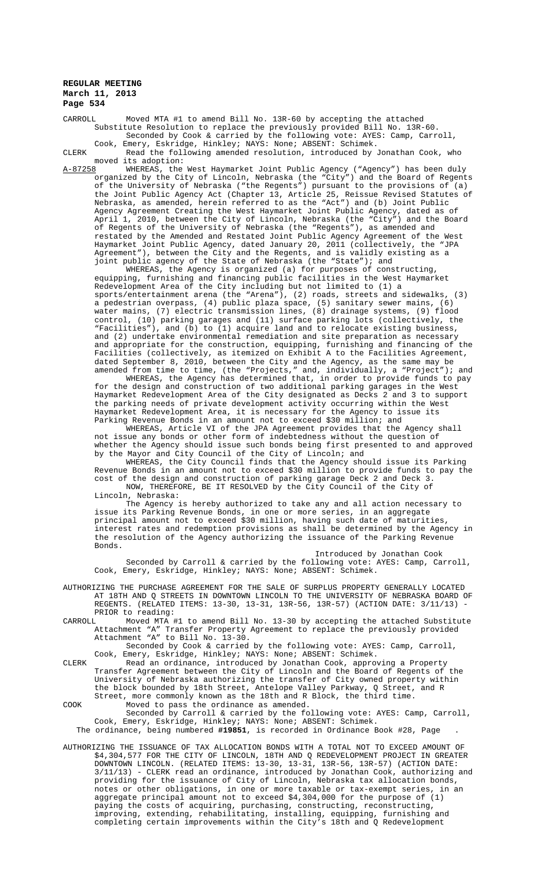CARROLL	Moved MTA #1 to amend Bill No. 13R-60 by accepting the attached Substitute Resolution to replace the previously provided Bill No. 13R-60.
Seconded by Cook & carried by the following vote: AYES: Camp, Carroll, Cook, Emery, Eskridge, Hinkley; NAYS: None; ABSENT: Schimek.

CLERK	Read the following amended resolution, introduced by Jonathan Cook, who moved its adoption:

A-87258	WHEREAS, the West Haymarket Joint Public Agency ("Agency") has been duly organized by the City of Lincoln, Nebraska (the "City") and the Board of Regents of the University of Nebraska ("the Regents") pursuant to the provisions of (a) the Joint Public Agency Act (Chapter 13, Article 25, Reissue Revised Statutes of Nebraska, as amended, herein referred to as the "Act") and (b) Joint Public Agency Agreement Creating the West Haymarket Joint Public Agency, dated as of April 1, 2010, between the City of Lincoln, Nebraska (the "City") and the Board of Regents of the University of Nebraska (the "Regents"), as amended and restated by the Amended and Restated Joint Public Agency Agreement of the West Haymarket Joint Public Agency, dated January 20, 2011 (collectively, the "JPA Agreement"), between the City and the Regents, and is validly existing as a joint public agency of the State of Nebraska (the "State"); and

WHEREAS, the Agency is organized (a) for purposes of constructing, equipping, furnishing and financing public facilities in the West Haymarket Redevelopment Area of the City including but not limited to (1) a sports/entertainment arena (the "Arena"), (2) roads, streets and sidewalks, (3) a pedestrian overpass, (4) public plaza space, (5) sanitary sewer mains, (6) water mains, (7) electric transmission lines, (8) drainage systems, (9) flood control, (10) parking garages and (11) surface parking lots (collectively, the "Facilities"), and (b) to (1) acquire land and to relocate existing business, and (2) undertake environmental remediation and site preparation as necessary and appropriate for the construction, equipping, furnishing and financing of the Facilities (collectively, as itemized on Exhibit A to the Facilities Agreement, dated September 8, 2010, between the City and the Agency, as the same may be amended from time to time, (the "Projects," and, individually, a "Project"); and

WHEREAS, the Agency has determined that, in order to provide funds to pay for the design and construction of two additional parking garages in the West Haymarket Redevelopment Area of the City designated as Decks 2 and 3 to support the parking needs of private development activity occurring within the West Haymarket Redevelopment Area, it is necessary for the Agency to issue its Parking Revenue Bonds in an amount not to exceed $30 million; and

WHEREAS, Article VI of the JPA Agreement provides that the Agency shall not issue any bonds or other form of indebtedness without the question of whether the Agency should issue such bonds being first presented to and approved by the Mayor and City Council of the City of Lincoln; and

WHEREAS, the City Council finds that the Agency should issue its Parking Revenue Bonds in an amount not to exceed $30 million to provide funds to pay the cost of the design and construction of parking garage Deck 2 and Deck 3.

NOW, THEREFORE, BE IT RESOLVED by the City Council of the City of Lincoln, Nebraska:

The Agency is hereby authorized to take any and all action necessary to issue its Parking Revenue Bonds, in one or more series, in an aggregate principal amount not to exceed $30 million, having such date of maturities, interest rates and redemption provisions as shall be determined by the Agency in the resolution of the Agency authorizing the issuance of the Parking Revenue Bonds.

Introduced by Jonathan Cook

Seconded by Carroll & carried by the following vote: AYES: Camp, Carroll, Cook, Emery, Eskridge, Hinkley; NAYS: None; ABSENT: Schimek.

AUTHORIZING THE PURCHASE AGREEMENT FOR THE SALE OF SURPLUS PROPERTY GENERALLY LOCATED AT 18TH AND Q STREETS IN DOWNTOWN LINCOLN TO THE UNIVERSITY OF NEBRASKA BOARD OF REGENTS. (RELATED ITEMS: 13-30, 13-31, 13R-56, 13R-57) (ACTION DATE: 3/11/13) - PRIOR to reading:

CARROLL	Moved MTA #1 to amend Bill No. 13-30 by accepting the attached Substitute Attachment "A" Transfer Property Agreement to replace the previously provided Attachment "A" to Bill No. 13-30.
Seconded by Cook & carried by the following vote: AYES: Camp, Carroll, Cook, Emery, Eskridge, Hinkley; NAYS: None; ABSENT: Schimek.

CLERK	Read an ordinance, introduced by Jonathan Cook, approving a Property Transfer Agreement between the City of Lincoln and the Board of Regents of the University of Nebraska authorizing the transfer of City owned property within the block bounded by 18th Street, Antelope Valley Parkway, Q Street, and R Street, more commonly known as the 18th and R Block, the third time.

COOK	Moved to pass the ordinance as amended.
Seconded by Carroll & carried by the following vote: AYES: Camp, Carroll, Cook, Emery, Eskridge, Hinkley; NAYS: None; ABSENT: Schimek.

The ordinance, being numbered **#19851**, is recorded in Ordinance Book #28, Page .

AUTHORIZING THE ISSUANCE OF TAX ALLOCATION BONDS WITH A TOTAL NOT TO EXCEED AMOUNT OF $4,304,577 FOR THE CITY OF LINCOLN, 18TH AND Q REDEVELOPMENT PROJECT IN GREATER DOWNTOWN LINCOLN. (RELATED ITEMS: 13-30, 13-31, 13R-56, 13R-57) (ACTION DATE: 3/11/13) - CLERK read an ordinance, introduced by Jonathan Cook, authorizing and providing for the issuance of City of Lincoln, Nebraska tax allocation bonds, notes or other obligations, in one or more taxable or tax-exempt series, in an aggregate principal amount not to exceed $4,304,000 for the purpose of (1) paying the costs of acquiring, purchasing, constructing, reconstructing, improving, extending, rehabilitating, installing, equipping, furnishing and completing certain improvements within the City's 18th and Q Redevelopment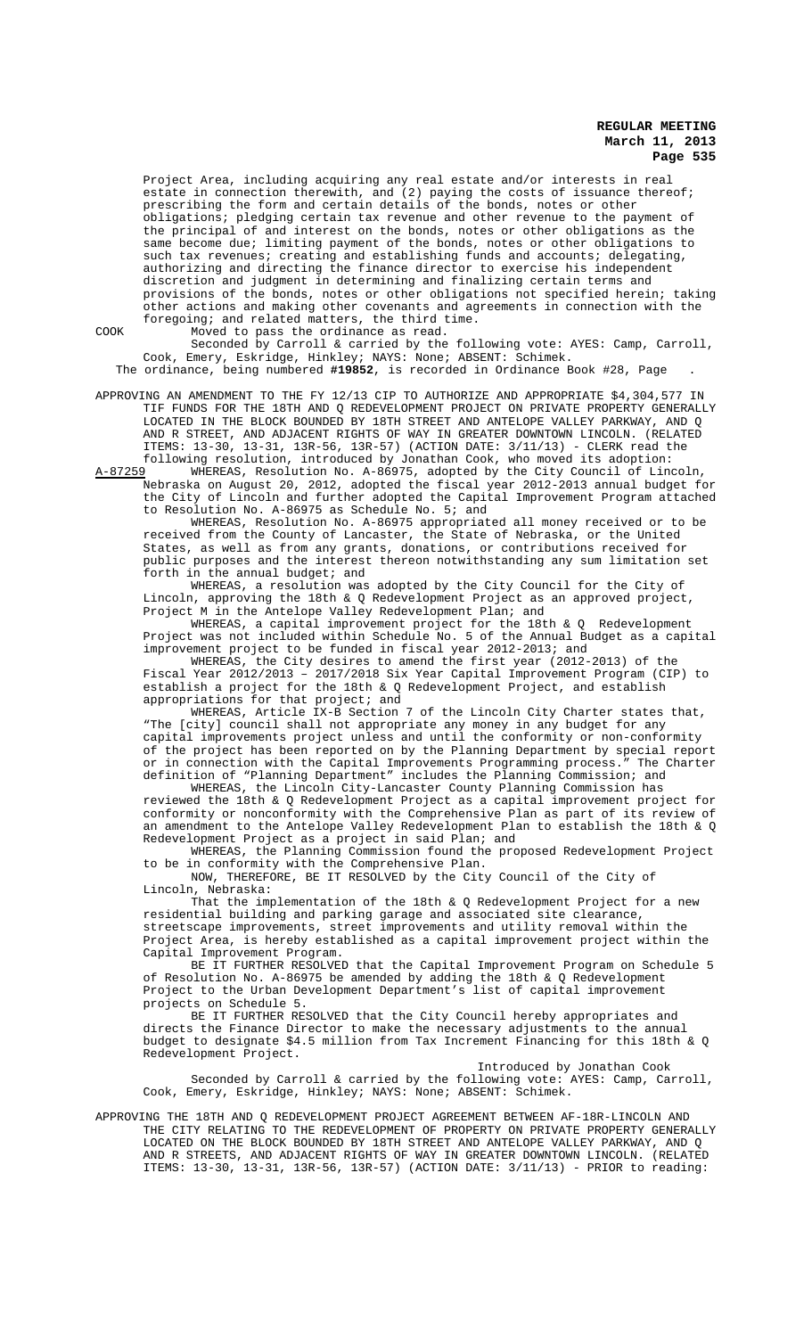Project Area, including acquiring any real estate and/or interests in real estate in connection therewith, and (2) paying the costs of issuance thereof; prescribing the form and certain details of the bonds, notes or other obligations; pledging certain tax revenue and other revenue to the payment of the principal of and interest on the bonds, notes or other obligations as the same become due; limiting payment of the bonds, notes or other obligations to such tax revenues; creating and establishing funds and accounts; delegating, authorizing and directing the finance director to exercise his independent discretion and judgment in determining and finalizing certain terms and provisions of the bonds, notes or other obligations not specified herein; taking other actions and making other covenants and agreements in connection with the foregoing; and related matters, the third time.

COOK Moved to pass the ordinance as read.

Seconded by Carroll & carried by the following vote: AYES: Camp, Carroll, Cook, Emery, Eskridge, Hinkley; NAYS: None; ABSENT: Schimek.

The ordinance, being numbered **#19852**, is recorded in Ordinance Book #28, Page .

APPROVING AN AMENDMENT TO THE FY 12/13 CIP TO AUTHORIZE AND APPROPRIATE $4,304,577 IN TIF FUNDS FOR THE 18TH AND Q REDEVELOPMENT PROJECT ON PRIVATE PROPERTY GENERALLY LOCATED IN THE BLOCK BOUNDED BY 18TH STREET AND ANTELOPE VALLEY PARKWAY, AND Q AND R STREET, AND ADJACENT RIGHTS OF WAY IN GREATER DOWNTOWN LINCOLN. (RELATED ITEMS: 13-30, 13-31, 13R-56, 13R-57) (ACTION DATE: 3/11/13) - CLERK read the following resolution, introduced by Jonathan Cook, who moved its adoption:

A-87259 WHEREAS, Resolution No. A-86975, adopted by the City Council of Lincoln, Nebraska on August 20, 2012, adopted the fiscal year 2012-2013 annual budget for the City of Lincoln and further adopted the Capital Improvement Program attached to Resolution No. A-86975 as Schedule No. 5; and

WHEREAS, Resolution No. A-86975 appropriated all money received or to be received from the County of Lancaster, the State of Nebraska, or the United States, as well as from any grants, donations, or contributions received for public purposes and the interest thereon notwithstanding any sum limitation set forth in the annual budget; and

WHEREAS, a resolution was adopted by the City Council for the City of Lincoln, approving the 18th & Q Redevelopment Project as an approved project, Project M in the Antelope Valley Redevelopment Plan; and

WHEREAS, a capital improvement project for the 18th & Q Redevelopment Project was not included within Schedule No. 5 of the Annual Budget as a capital improvement project to be funded in fiscal year 2012-2013; and

WHEREAS, the City desires to amend the first year (2012-2013) of the Fiscal Year 2012/2013 – 2017/2018 Six Year Capital Improvement Program (CIP) to establish a project for the 18th & Q Redevelopment Project, and establish appropriations for that project; and

WHEREAS, Article IX-B Section 7 of the Lincoln City Charter states that, "The [city] council shall not appropriate any money in any budget for any capital improvements project unless and until the conformity or non-conformity of the project has been reported on by the Planning Department by special report or in connection with the Capital Improvements Programming process." The Charter definition of "Planning Department" includes the Planning Commission; and

WHEREAS, the Lincoln City-Lancaster County Planning Commission has reviewed the 18th & Q Redevelopment Project as a capital improvement project for conformity or nonconformity with the Comprehensive Plan as part of its review of an amendment to the Antelope Valley Redevelopment Plan to establish the 18th & Q Redevelopment Project as a project in said Plan; and

WHEREAS, the Planning Commission found the proposed Redevelopment Project to be in conformity with the Comprehensive Plan.

NOW, THEREFORE, BE IT RESOLVED by the City Council of the City of Lincoln, Nebraska:

That the implementation of the 18th & Q Redevelopment Project for a new residential building and parking garage and associated site clearance, streetscape improvements, street improvements and utility removal within the Project Area, is hereby established as a capital improvement project within the Capital Improvement Program.

BE IT FURTHER RESOLVED that the Capital Improvement Program on Schedule 5 of Resolution No. A-86975 be amended by adding the 18th & Q Redevelopment Project to the Urban Development Department's list of capital improvement projects on Schedule 5.

BE IT FURTHER RESOLVED that the City Council hereby appropriates and directs the Finance Director to make the necessary adjustments to the annual budget to designate $4.5 million from Tax Increment Financing for this 18th & Q Redevelopment Project.

Introduced by Jonathan Cook

Seconded by Carroll & carried by the following vote: AYES: Camp, Carroll, Cook, Emery, Eskridge, Hinkley; NAYS: None; ABSENT: Schimek.

APPROVING THE 18TH AND Q REDEVELOPMENT PROJECT AGREEMENT BETWEEN AF-18R-LINCOLN AND THE CITY RELATING TO THE REDEVELOPMENT OF PROPERTY ON PRIVATE PROPERTY GENERALLY LOCATED ON THE BLOCK BOUNDED BY 18TH STREET AND ANTELOPE VALLEY PARKWAY, AND Q AND R STREETS, AND ADJACENT RIGHTS OF WAY IN GREATER DOWNTOWN LINCOLN. (RELATED ITEMS: 13-30, 13-31, 13R-56, 13R-57) (ACTION DATE: 3/11/13) - PRIOR to reading: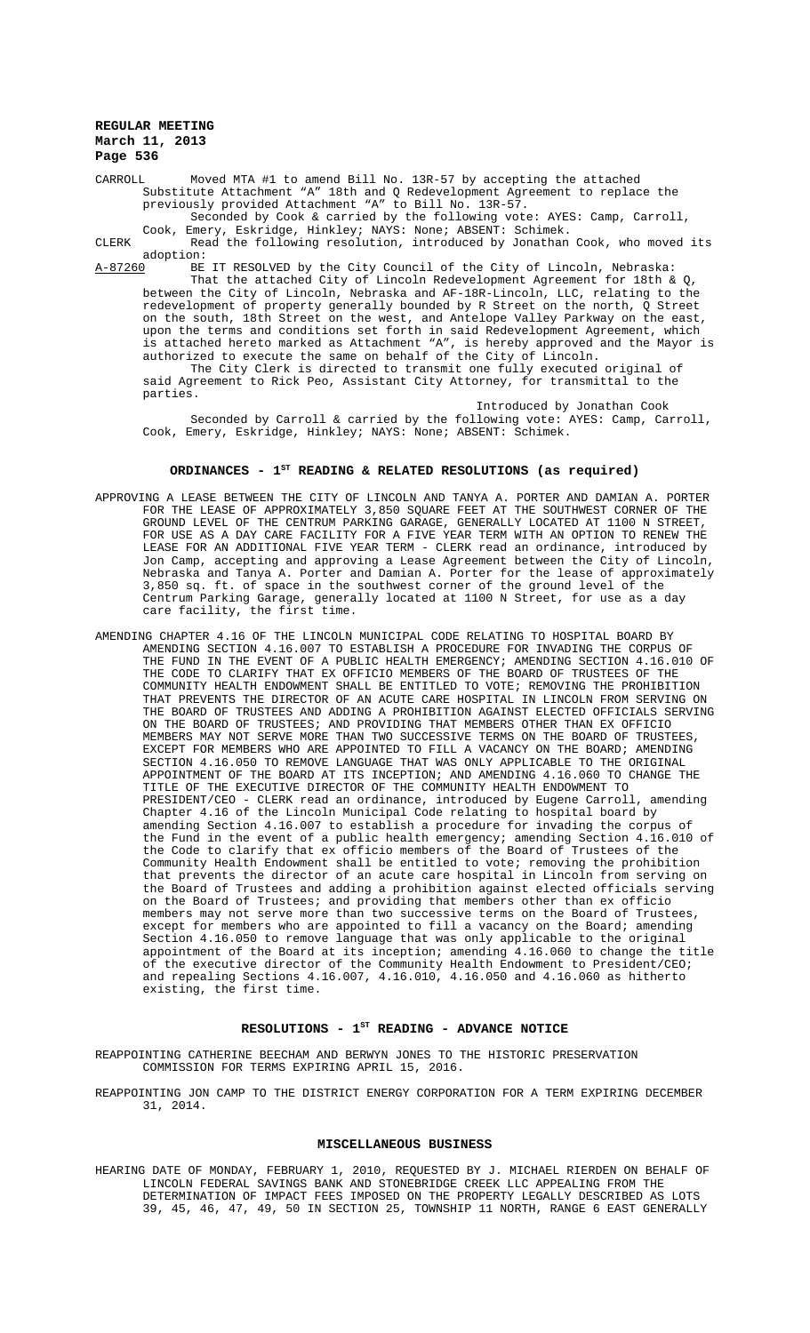CARROLL Moved MTA #1 to amend Bill No. 13R-57 by accepting the attached Substitute Attachment "A" 18th and Q Redevelopment Agreement to replace the previously provided Attachment "A" to Bill No. 13R-57.

Seconded by Cook & carried by the following vote: AYES: Camp, Carroll, Cook, Emery, Eskridge, Hinkley; NAYS: None; ABSENT: Schimek.

CLERK Read the following resolution, introduced by Jonathan Cook, who moved its adoption:

A-87260 BE IT RESOLVED by the City Council of the City of Lincoln, Nebraska:

That the attached City of Lincoln Redevelopment Agreement for 18th & Q, between the City of Lincoln, Nebraska and AF-18R-Lincoln, LLC, relating to the redevelopment of property generally bounded by R Street on the north, Q Street on the south, 18th Street on the west, and Antelope Valley Parkway on the east, upon the terms and conditions set forth in said Redevelopment Agreement, which is attached hereto marked as Attachment "A", is hereby approved and the Mayor is authorized to execute the same on behalf of the City of Lincoln.

The City Clerk is directed to transmit one fully executed original of said Agreement to Rick Peo, Assistant City Attorney, for transmittal to the parties.

Introduced by Jonathan Cook

Seconded by Carroll & carried by the following vote: AYES: Camp, Carroll, Cook, Emery, Eskridge, Hinkley; NAYS: None; ABSENT: Schimek.

## ORDINANCES - 1ST READING & RELATED RESOLUTIONS (as required)

APPROVING A LEASE BETWEEN THE CITY OF LINCOLN AND TANYA A. PORTER AND DAMIAN A. PORTER FOR THE LEASE OF APPROXIMATELY 3,850 SQUARE FEET AT THE SOUTHWEST CORNER OF THE GROUND LEVEL OF THE CENTRUM PARKING GARAGE, GENERALLY LOCATED AT 1100 N STREET, FOR USE AS A DAY CARE FACILITY FOR A FIVE YEAR TERM WITH AN OPTION TO RENEW THE LEASE FOR AN ADDITIONAL FIVE YEAR TERM - CLERK read an ordinance, introduced by Jon Camp, accepting and approving a Lease Agreement between the City of Lincoln, Nebraska and Tanya A. Porter and Damian A. Porter for the lease of approximately 3,850 sq. ft. of space in the southwest corner of the ground level of the Centrum Parking Garage, generally located at 1100 N Street, for use as a day care facility, the first time.

AMENDING CHAPTER 4.16 OF THE LINCOLN MUNICIPAL CODE RELATING TO HOSPITAL BOARD BY AMENDING SECTION 4.16.007 TO ESTABLISH A PROCEDURE FOR INVADING THE CORPUS OF THE FUND IN THE EVENT OF A PUBLIC HEALTH EMERGENCY; AMENDING SECTION 4.16.010 OF THE CODE TO CLARIFY THAT EX OFFICIO MEMBERS OF THE BOARD OF TRUSTEES OF THE COMMUNITY HEALTH ENDOWMENT SHALL BE ENTITLED TO VOTE; REMOVING THE PROHIBITION THAT PREVENTS THE DIRECTOR OF AN ACUTE CARE HOSPITAL IN LINCOLN FROM SERVING ON THE BOARD OF TRUSTEES AND ADDING A PROHIBITION AGAINST ELECTED OFFICIALS SERVING ON THE BOARD OF TRUSTEES; AND PROVIDING THAT MEMBERS OTHER THAN EX OFFICIO MEMBERS MAY NOT SERVE MORE THAN TWO SUCCESSIVE TERMS ON THE BOARD OF TRUSTEES, EXCEPT FOR MEMBERS WHO ARE APPOINTED TO FILL A VACANCY ON THE BOARD; AMENDING SECTION 4.16.050 TO REMOVE LANGUAGE THAT WAS ONLY APPLICABLE TO THE ORIGINAL APPOINTMENT OF THE BOARD AT ITS INCEPTION; AND AMENDING 4.16.060 TO CHANGE THE TITLE OF THE EXECUTIVE DIRECTOR OF THE COMMUNITY HEALTH ENDOWMENT TO PRESIDENT/CEO - CLERK read an ordinance, introduced by Eugene Carroll, amending Chapter 4.16 of the Lincoln Municipal Code relating to hospital board by amending Section 4.16.007 to establish a procedure for invading the corpus of the Fund in the event of a public health emergency; amending Section 4.16.010 of the Code to clarify that ex officio members of the Board of Trustees of the Community Health Endowment shall be entitled to vote; removing the prohibition that prevents the director of an acute care hospital in Lincoln from serving on the Board of Trustees and adding a prohibition against elected officials serving on the Board of Trustees; and providing that members other than ex officio members may not serve more than two successive terms on the Board of Trustees, except for members who are appointed to fill a vacancy on the Board; amending Section 4.16.050 to remove language that was only applicable to the original appointment of the Board at its inception; amending 4.16.060 to change the title of the executive director of the Community Health Endowment to President/CEO; and repealing Sections 4.16.007, 4.16.010, 4.16.050 and 4.16.060 as hitherto existing, the first time.

## RESOLUTIONS - 1ST READING - ADVANCE NOTICE

REAPPOINTING CATHERINE BEECHAM AND BERWYN JONES TO THE HISTORIC PRESERVATION COMMISSION FOR TERMS EXPIRING APRIL 15, 2016.

REAPPOINTING JON CAMP TO THE DISTRICT ENERGY CORPORATION FOR A TERM EXPIRING DECEMBER 31, 2014.

## MISCELLANEOUS BUSINESS

HEARING DATE OF MONDAY, FEBRUARY 1, 2010, REQUESTED BY J. MICHAEL RIERDEN ON BEHALF OF LINCOLN FEDERAL SAVINGS BANK AND STONEBRIDGE CREEK LLC APPEALING FROM THE DETERMINATION OF IMPACT FEES IMPOSED ON THE PROPERTY LEGALLY DESCRIBED AS LOTS 39, 45, 46, 47, 49, 50 IN SECTION 25, TOWNSHIP 11 NORTH, RANGE 6 EAST GENERALLY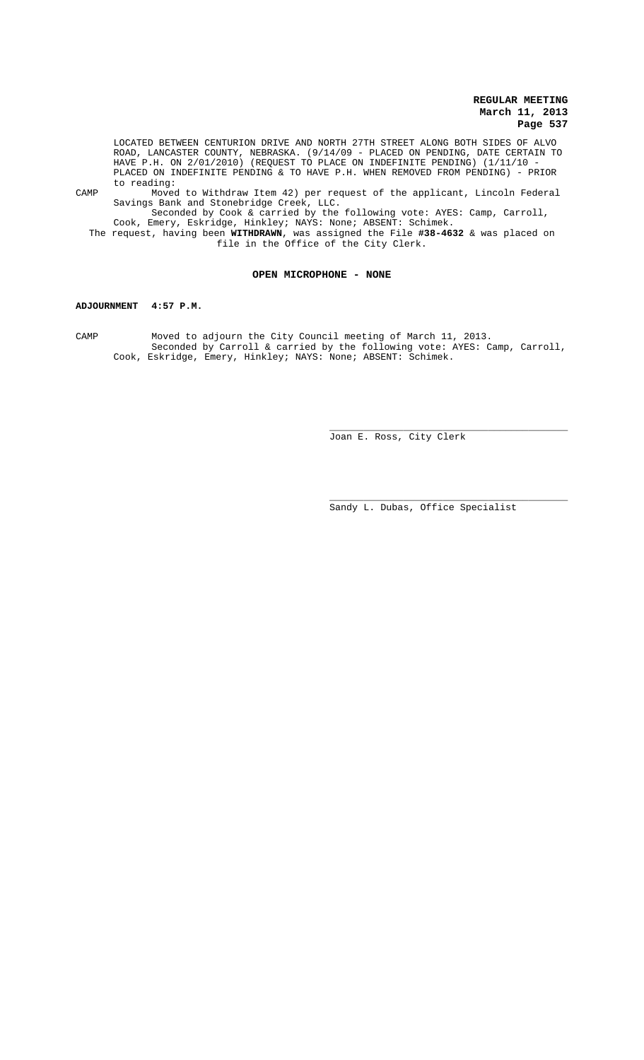LOCATED BETWEEN CENTURION DRIVE AND NORTH 27TH STREET ALONG BOTH SIDES OF ALVO ROAD, LANCASTER COUNTY, NEBRASKA. (9/14/09 - PLACED ON PENDING, DATE CERTAIN TO HAVE P.H. ON 2/01/2010) (REQUEST TO PLACE ON INDEFINITE PENDING) (1/11/10 - PLACED ON INDEFINITE PENDING & TO HAVE P.H. WHEN REMOVED FROM PENDING) - PRIOR to reading:

CAMP Moved to Withdraw Item 42) per request of the applicant, Lincoln Federal Savings Bank and Stonebridge Creek, LLC.

Seconded by Cook & carried by the following vote: AYES: Camp, Carroll, Cook, Emery, Eskridge, Hinkley; NAYS: None; ABSENT: Schimek.

The request, having been **WITHDRAWN**, was assigned the File **#38-4632** & was placed on file in the Office of the City Clerk.

**OPEN MICROPHONE - NONE**

**ADJOURNMENT 4:57 P.M.**

CAMP Moved to adjourn the City Council meeting of March 11, 2013.

Seconded by Carroll & carried by the following vote: AYES: Camp, Carroll, Cook, Eskridge, Emery, Hinkley; NAYS: None; ABSENT: Schimek.

\_\_\_\_\_\_\_\_\_\_\_\_\_\_\_\_\_\_\_\_\_\_\_\_\_\_\_\_\_\_\_\_\_\_\_\_\_\_\_\_

Joan E. Ross, City Clerk

\_\_\_\_\_\_\_\_\_\_\_\_\_\_\_\_\_\_\_\_\_\_\_\_\_\_\_\_\_\_\_\_\_\_\_\_\_\_\_\_

Sandy L. Dubas, Office Specialist